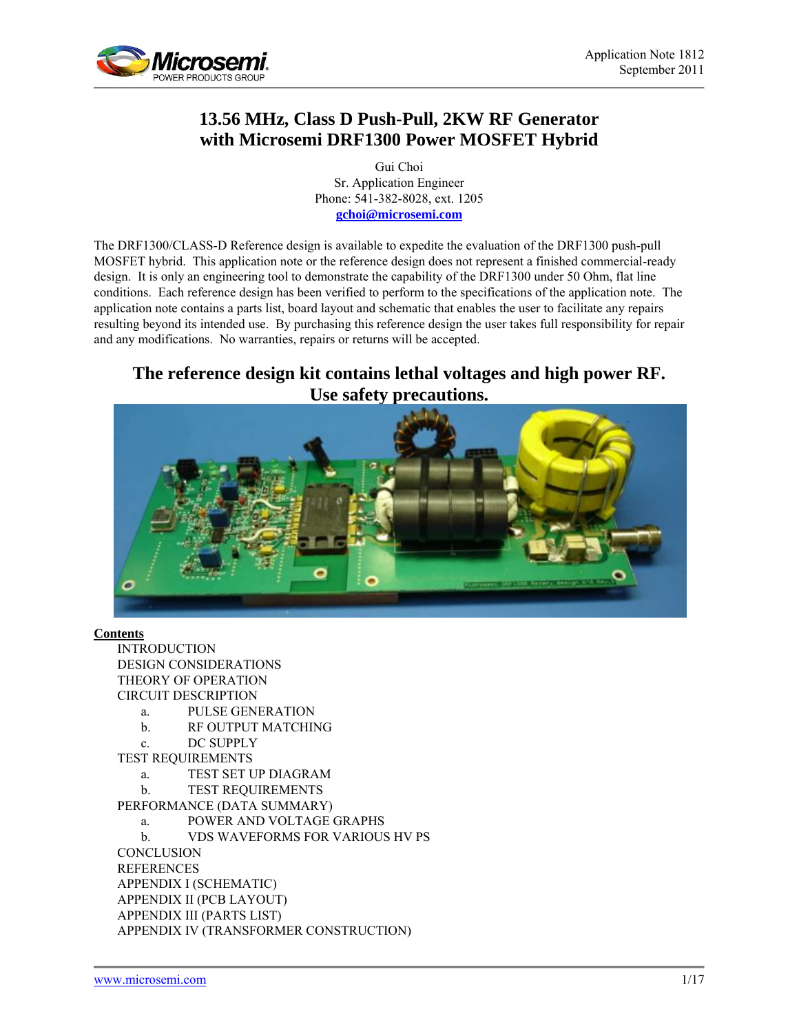Application Note 1812
September 2011

# 13.56 MHz, Class D Push-Pull, 2KW RF Generator with Microsemi DRF1300 Power MOSFET Hybrid

Gui Choi
Sr. Application Engineer
Phone: 541-382-8028, ext. 1205
**gchoi@microsemi.com**

The DRF1300/CLASS-D Reference design is available to expedite the evaluation of the DRF1300 push-pull MOSFET hybrid. This application note or the reference design does not represent a finished commercial-ready design. It is only an engineering tool to demonstrate the capability of the DRF1300 under 50 Ohm, flat line conditions. Each reference design has been verified to perform to the specifications of the application note. The application note contains a parts list, board layout and schematic that enables the user to facilitate any repairs resulting beyond its intended use. By purchasing this reference design the user takes full responsibility for repair and any modifications. No warranties, repairs or returns will be accepted.

## The reference design kit contains lethal voltages and high power RF. Use safety precautions.

**Contents**

- INTRODUCTION
- DESIGN CONSIDERATIONS
- THEORY OF OPERATION
- CIRCUIT DESCRIPTION
  - a. PULSE GENERATION
  - b. RF OUTPUT MATCHING
  - c. DC SUPPLY
- TEST REQUIREMENTS
  - a. TEST SET UP DIAGRAM
  - b. TEST REQUIREMENTS
- PERFORMANCE (DATA SUMMARY)
  - a. POWER AND VOLTAGE GRAPHS
  - b. VDS WAVEFORMS FOR VARIOUS HV PS
- CONCLUSION
- REFERENCES
- APPENDIX I (SCHEMATIC)
- APPENDIX II (PCB LAYOUT)
- APPENDIX III (PARTS LIST)
- APPENDIX IV (TRANSFORMER CONSTRUCTION)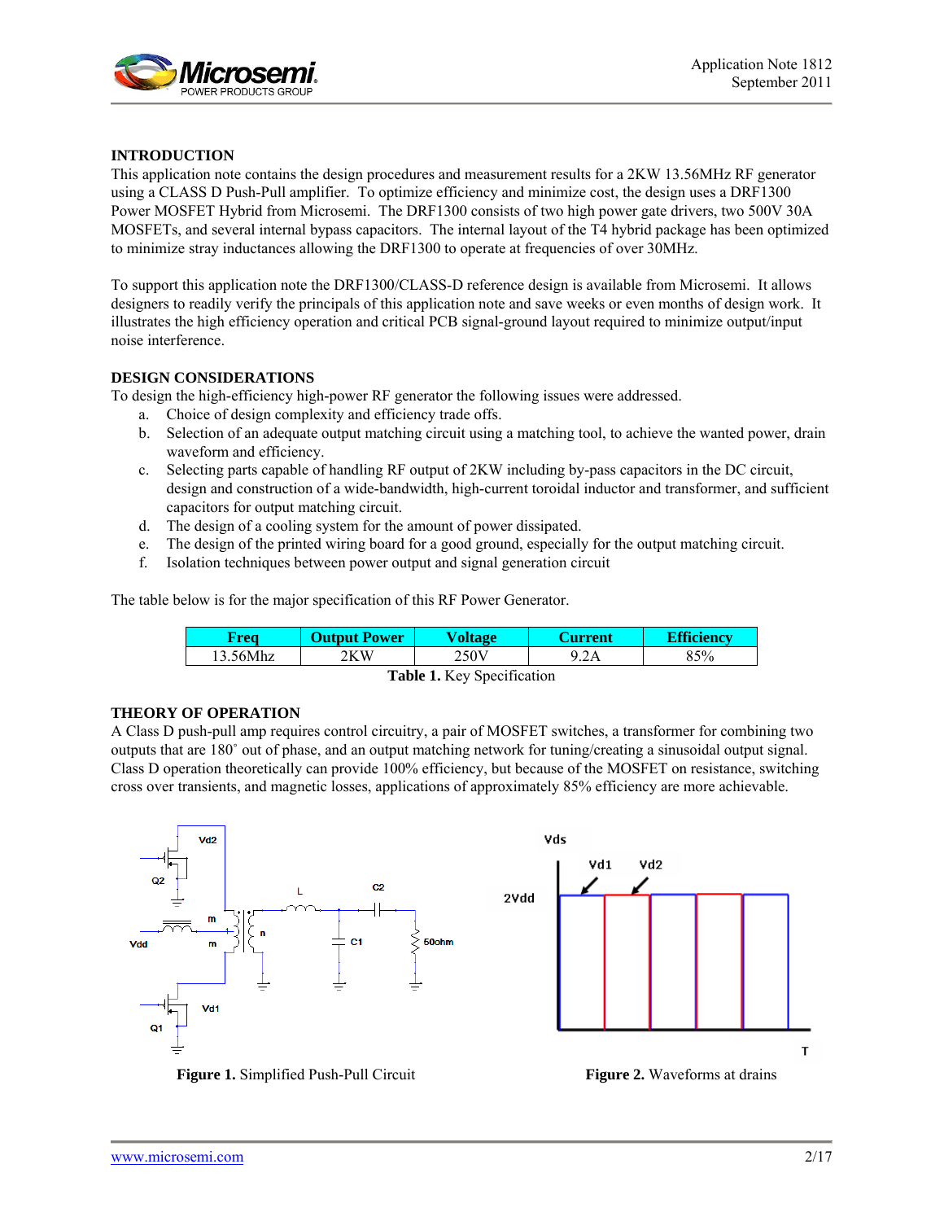## INTRODUCTION

This application note contains the design procedures and measurement results for a 2KW 13.56MHz RF generator using a CLASS D Push-Pull amplifier. To optimize efficiency and minimize cost, the design uses a DRF1300 Power MOSFET Hybrid from Microsemi. The DRF1300 consists of two high power gate drivers, two 500V 30A MOSFETs, and several internal bypass capacitors. The internal layout of the T4 hybrid package has been optimized to minimize stray inductances allowing the DRF1300 to operate at frequencies of over 30MHz.

To support this application note the DRF1300/CLASS-D reference design is available from Microsemi. It allows designers to readily verify the principals of this application note and save weeks or even months of design work. It illustrates the high efficiency operation and critical PCB signal-ground layout required to minimize output/input noise interference.

## DESIGN CONSIDERATIONS

To design the high-efficiency high-power RF generator the following issues were addressed.

a. Choice of design complexity and efficiency trade offs.
b. Selection of an adequate output matching circuit using a matching tool, to achieve the wanted power, drain waveform and efficiency.
c. Selecting parts capable of handling RF output of 2KW including by-pass capacitors in the DC circuit, design and construction of a wide-bandwidth, high-current toroidal inductor and transformer, and sufficient capacitors for output matching circuit.
d. The design of a cooling system for the amount of power dissipated.
e. The design of the printed wiring board for a good ground, especially for the output matching circuit.
f. Isolation techniques between power output and signal generation circuit

The table below is for the major specification of this RF Power Generator.

| Freq | Output Power | Voltage | Current | Efficiency |
|---|---|---|---|---|
| 13.56Mhz | 2KW | 250V | 9.2A | 85% |

**Table 1.** Key Specification

## THEORY OF OPERATION

A Class D push-pull amp requires control circuitry, a pair of MOSFET switches, a transformer for combining two outputs that are 180˚ out of phase, and an output matching network for tuning/creating a sinusoidal output signal. Class D operation theoretically can provide 100% efficiency, but because of the MOSFET on resistance, switching cross over transients, and magnetic losses, applications of approximately 85% efficiency are more achievable.

**Figure 1.** Simplified Push-Pull Circuit

**Figure 2.** Waveforms at drains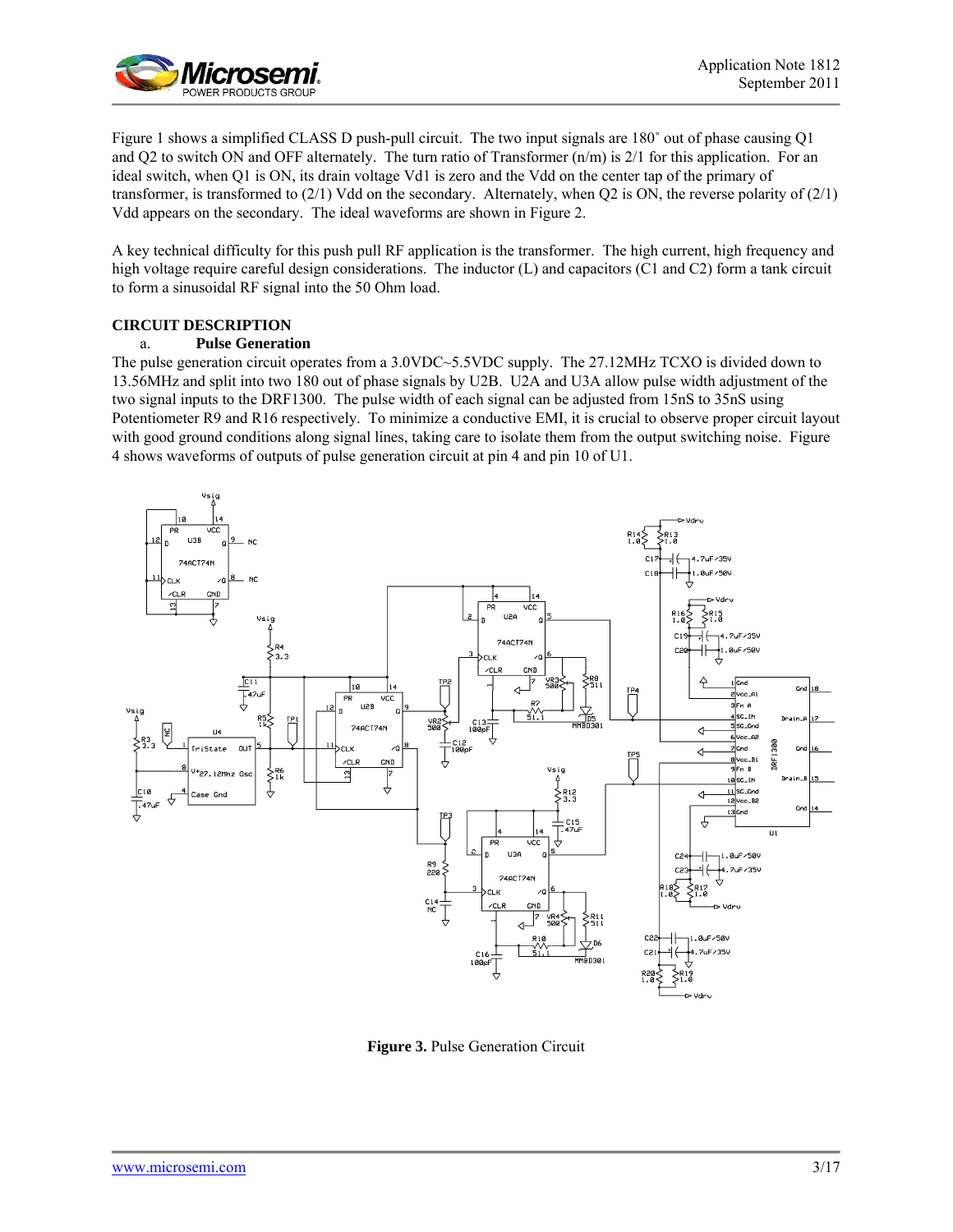Figure 1 shows a simplified CLASS D push-pull circuit. The two input signals are 180˚ out of phase causing Q1 and Q2 to switch ON and OFF alternately. The turn ratio of Transformer (n/m) is 2/1 for this application. For an ideal switch, when Q1 is ON, its drain voltage Vd1 is zero and the Vdd on the center tap of the primary of transformer, is transformed to (2/1) Vdd on the secondary. Alternately, when Q2 is ON, the reverse polarity of (2/1) Vdd appears on the secondary. The ideal waveforms are shown in Figure 2.

A key technical difficulty for this push pull RF application is the transformer. The high current, high frequency and high voltage require careful design considerations. The inductor (L) and capacitors (C1 and C2) form a tank circuit to form a sinusoidal RF signal into the 50 Ohm load.

## CIRCUIT DESCRIPTION

### a. Pulse Generation

The pulse generation circuit operates from a 3.0VDC~5.5VDC supply. The 27.12MHz TCXO is divided down to 13.56MHz and split into two 180 out of phase signals by U2B. U2A and U3A allow pulse width adjustment of the two signal inputs to the DRF1300. The pulse width of each signal can be adjusted from 15nS to 35nS using Potentiometer R9 and R16 respectively. To minimize a conductive EMI, it is crucial to observe proper circuit layout with good ground conditions along signal lines, taking care to isolate them from the output switching noise. Figure 4 shows waveforms of outputs of pulse generation circuit at pin 4 and pin 10 of U1.

**Figure 3.** Pulse Generation Circuit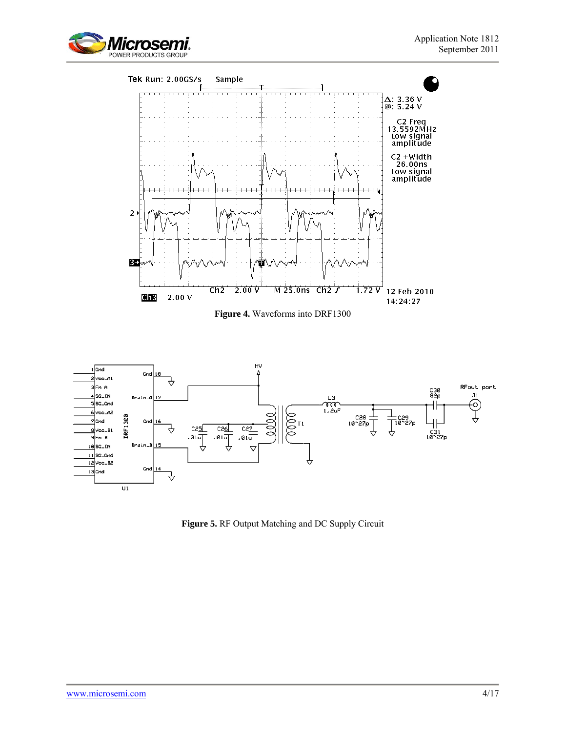**Figure 4.** Waveforms into DRF1300

**Figure 5.** RF Output Matching and DC Supply Circuit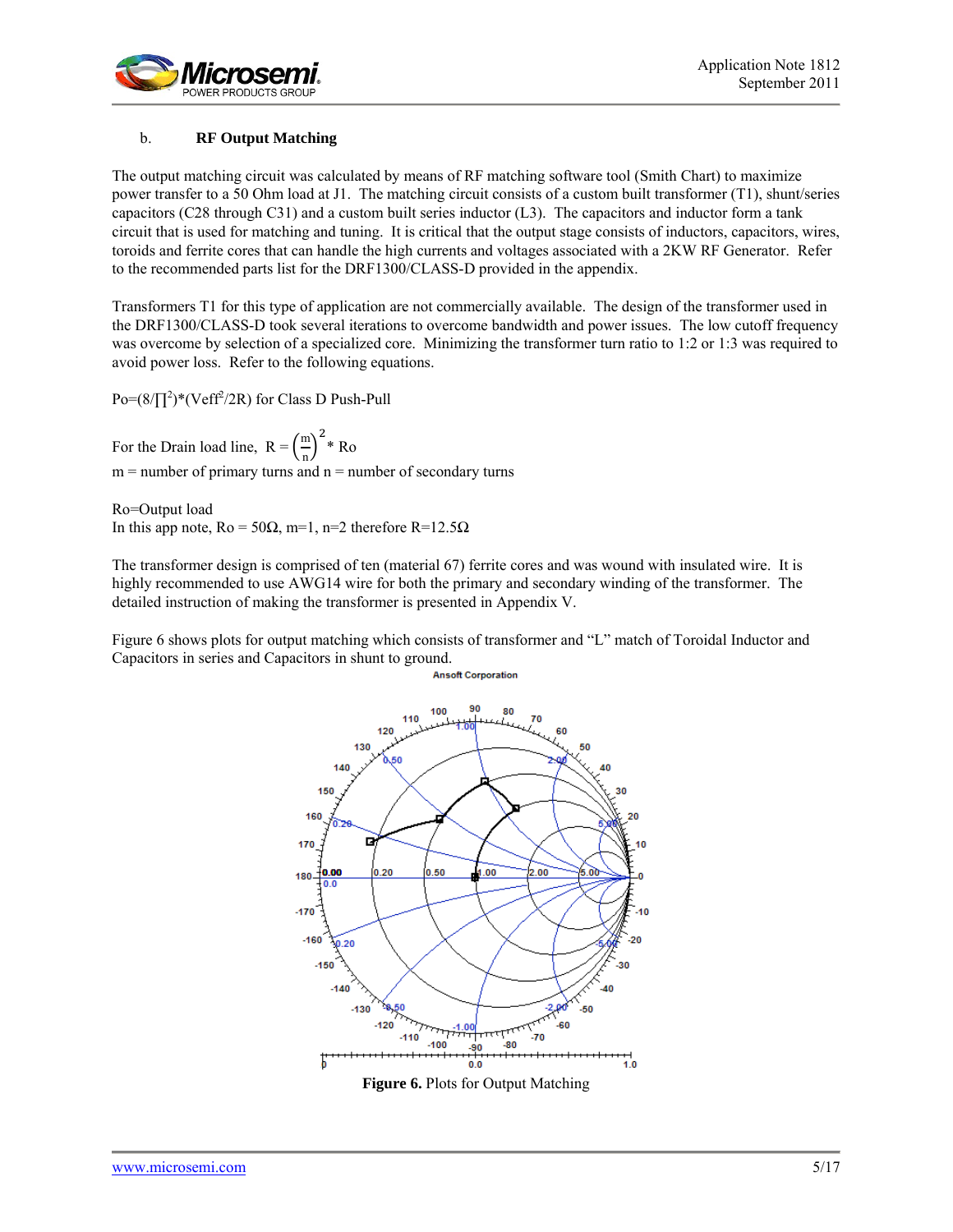### b. RF Output Matching

The output matching circuit was calculated by means of RF matching software tool (Smith Chart) to maximize power transfer to a 50 Ohm load at J1. The matching circuit consists of a custom built transformer (T1), shunt/series capacitors (C28 through C31) and a custom built series inductor (L3). The capacitors and inductor form a tank circuit that is used for matching and tuning. It is critical that the output stage consists of inductors, capacitors, wires, toroids and ferrite cores that can handle the high currents and voltages associated with a 2KW RF Generator. Refer to the recommended parts list for the DRF1300/CLASS-D provided in the appendix.

Transformers T1 for this type of application are not commercially available. The design of the transformer used in the DRF1300/CLASS-D took several iterations to overcome bandwidth and power issues. The low cutoff frequency was overcome by selection of a specialized core. Minimizing the transformer turn ratio to 1:2 or 1:3 was required to avoid power loss. Refer to the following equations.

$P_o = (8/\prod^2) * (V_{eff}^2/2R)$ for Class D Push-Pull

For the Drain load line, $R = \left(\frac{m}{n}\right)^2 * R_o$

m = number of primary turns and n = number of secondary turns

Ro=Output load

In this app note, Ro = 50Ω, m=1, n=2 therefore R=12.5Ω

The transformer design is comprised of ten (material 67) ferrite cores and was wound with insulated wire. It is highly recommended to use AWG14 wire for both the primary and secondary winding of the transformer. The detailed instruction of making the transformer is presented in Appendix V.

Figure 6 shows plots for output matching which consists of transformer and "L" match of Toroidal Inductor and Capacitors in series and Capacitors in shunt to ground.

**Figure 6.** Plots for Output Matching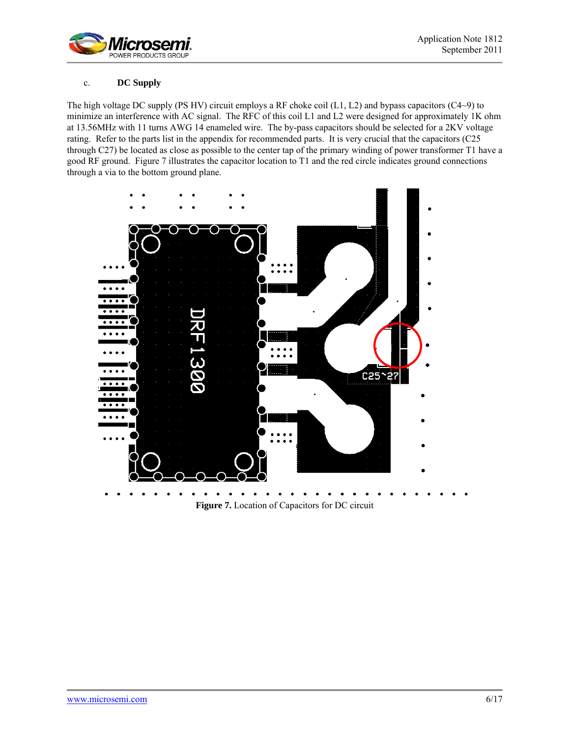c. **DC Supply**

The high voltage DC supply (PS HV) circuit employs a RF choke coil (L1, L2) and bypass capacitors (C4~9) to minimize an interference with AC signal. The RFC of this coil L1 and L2 were designed for approximately 1K ohm at 13.56MHz with 11 turns AWG 14 enameled wire. The by-pass capacitors should be selected for a 2KV voltage rating. Refer to the parts list in the appendix for recommended parts. It is very crucial that the capacitors (C25 through C27) be located as close as possible to the center tap of the primary winding of power transformer T1 have a good RF ground. Figure 7 illustrates the capacitor location to T1 and the red circle indicates ground connections through a via to the bottom ground plane.

**Figure 7.** Location of Capacitors for DC circuit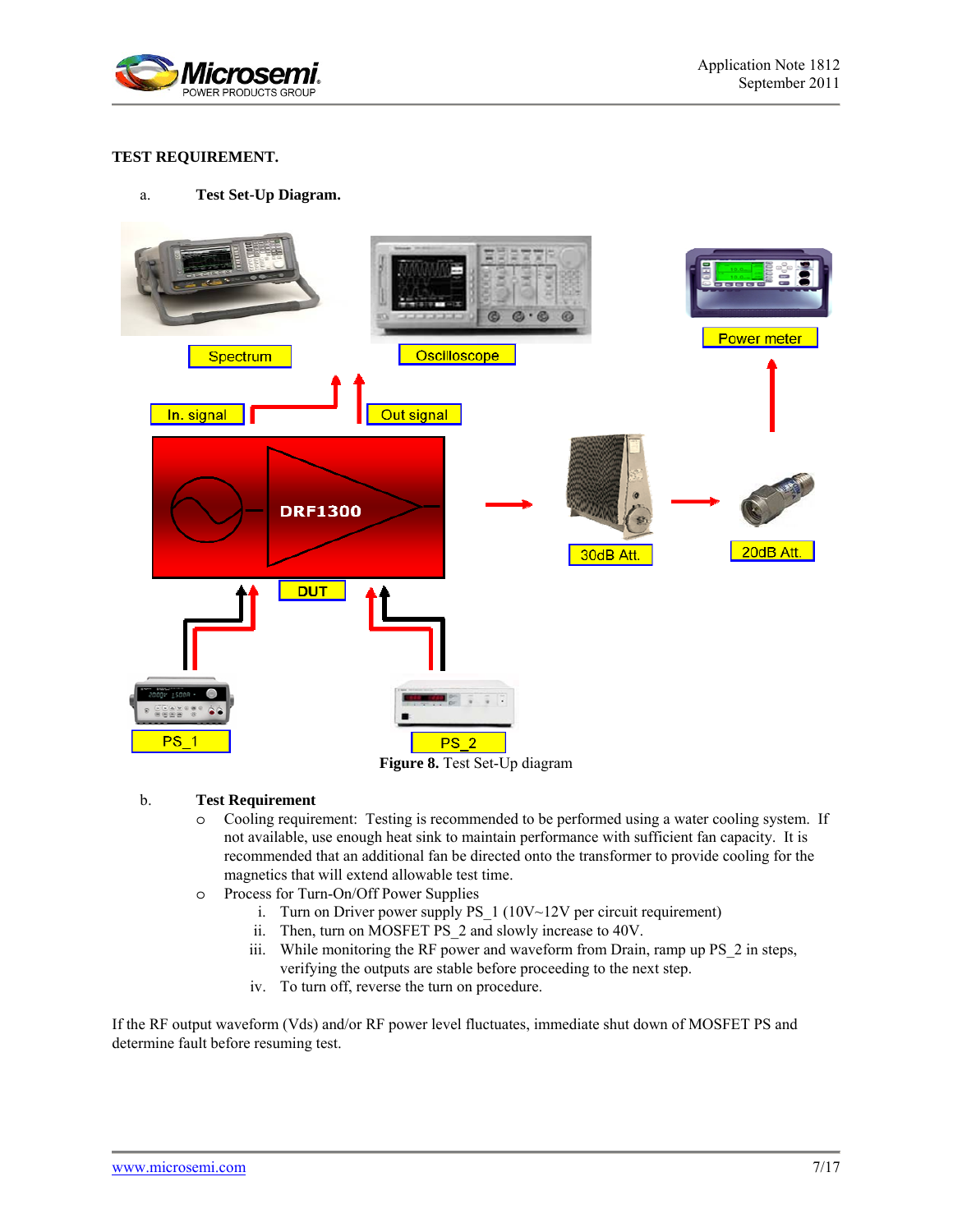## TEST REQUIREMENT.

a. **Test Set-Up Diagram.**

**Figure 8.** Test Set-Up diagram

b. **Test Requirement**

- Cooling requirement: Testing is recommended to be performed using a water cooling system. If not available, use enough heat sink to maintain performance with sufficient fan capacity. It is recommended that an additional fan be directed onto the transformer to provide cooling for the magnetics that will extend allowable test time.
- Process for Turn-On/Off Power Supplies
  1. Turn on Driver power supply PS_1 (10V~12V per circuit requirement)
  2. Then, turn on MOSFET PS_2 and slowly increase to 40V.
  3. While monitoring the RF power and waveform from Drain, ramp up PS_2 in steps, verifying the outputs are stable before proceeding to the next step.
  4. To turn off, reverse the turn on procedure.

If the RF output waveform (Vds) and/or RF power level fluctuates, immediate shut down of MOSFET PS and determine fault before resuming test.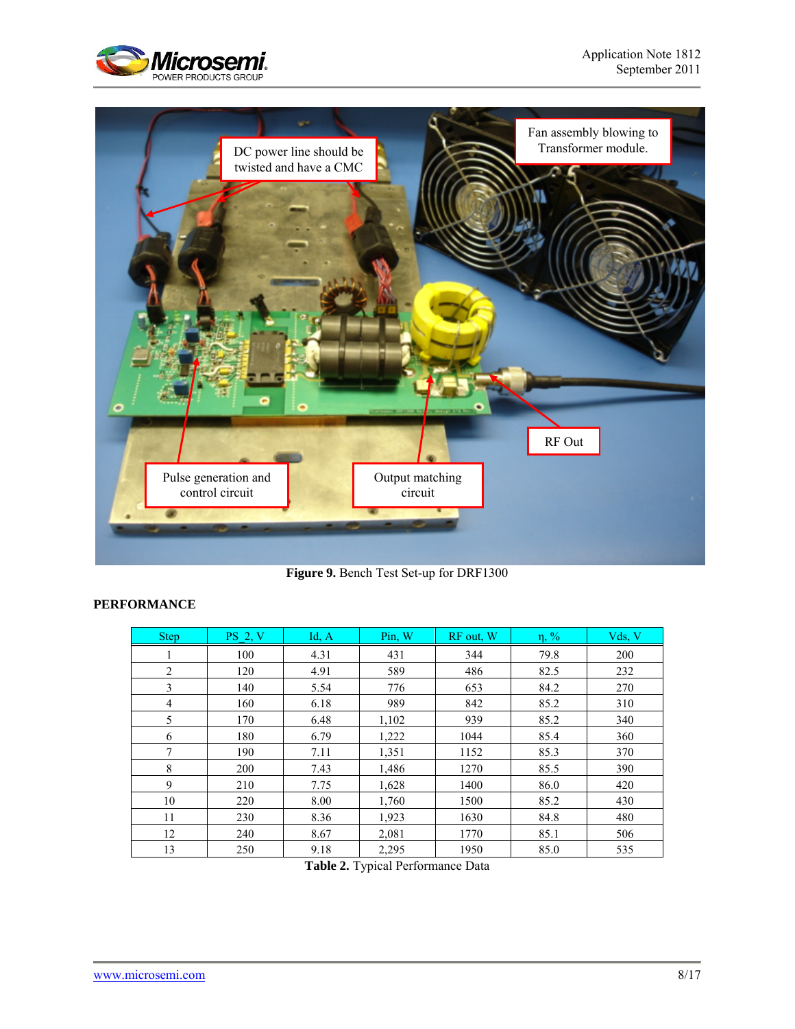**Figure 9.** Bench Test Set-up for DRF1300

## PERFORMANCE

| Step | PS_2, V | Id, A | Pin, W | RF out, W | η, % | Vds, V |
|---|---|---|---|---|---|---|
| 1 | 100 | 4.31 | 431 | 344 | 79.8 | 200 |
| 2 | 120 | 4.91 | 589 | 486 | 82.5 | 232 |
| 3 | 140 | 5.54 | 776 | 653 | 84.2 | 270 |
| 4 | 160 | 6.18 | 989 | 842 | 85.2 | 310 |
| 5 | 170 | 6.48 | 1,102 | 939 | 85.2 | 340 |
| 6 | 180 | 6.79 | 1,222 | 1044 | 85.4 | 360 |
| 7 | 190 | 7.11 | 1,351 | 1152 | 85.3 | 370 |
| 8 | 200 | 7.43 | 1,486 | 1270 | 85.5 | 390 |
| 9 | 210 | 7.75 | 1,628 | 1400 | 86.0 | 420 |
| 10 | 220 | 8.00 | 1,760 | 1500 | 85.2 | 430 |
| 11 | 230 | 8.36 | 1,923 | 1630 | 84.8 | 480 |
| 12 | 240 | 8.67 | 2,081 | 1770 | 85.1 | 506 |
| 13 | 250 | 9.18 | 2,295 | 1950 | 85.0 | 535 |

**Table 2.** Typical Performance Data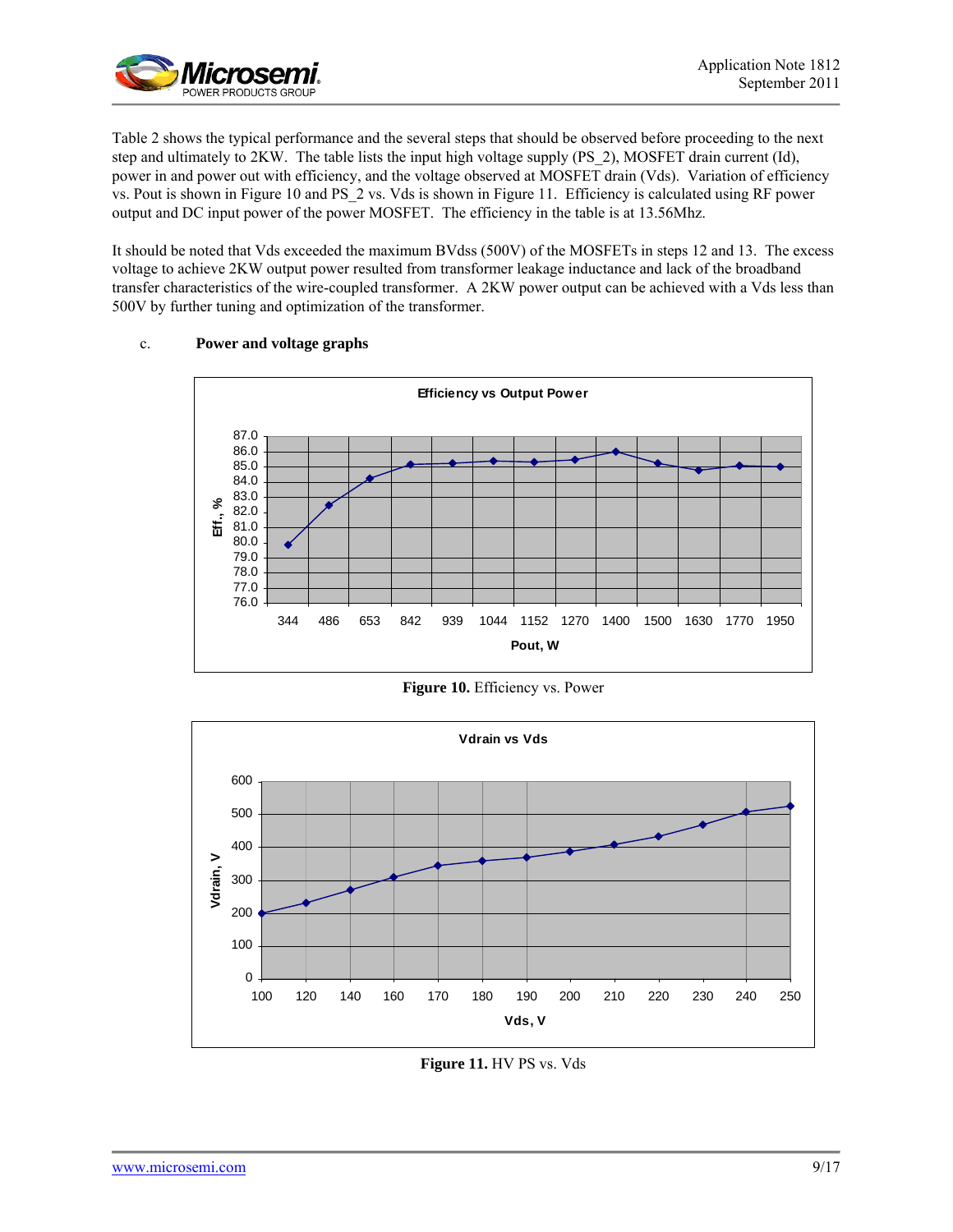Table 2 shows the typical performance and the several steps that should be observed before proceeding to the next step and ultimately to 2KW. The table lists the input high voltage supply (PS_2), MOSFET drain current (Id), power in and power out with efficiency, and the voltage observed at MOSFET drain (Vds). Variation of efficiency vs. Pout is shown in Figure 10 and PS_2 vs. Vds is shown in Figure 11. Efficiency is calculated using RF power output and DC input power of the power MOSFET. The efficiency in the table is at 13.56Mhz.

It should be noted that Vds exceeded the maximum BVdss (500V) of the MOSFETs in steps 12 and 13. The excess voltage to achieve 2KW output power resulted from transformer leakage inductance and lack of the broadband transfer characteristics of the wire-coupled transformer. A 2KW power output can be achieved with a Vds less than 500V by further tuning and optimization of the transformer.

c. **Power and voltage graphs**

**Figure 10.** Efficiency vs. Power

**Figure 11.** HV PS vs. Vds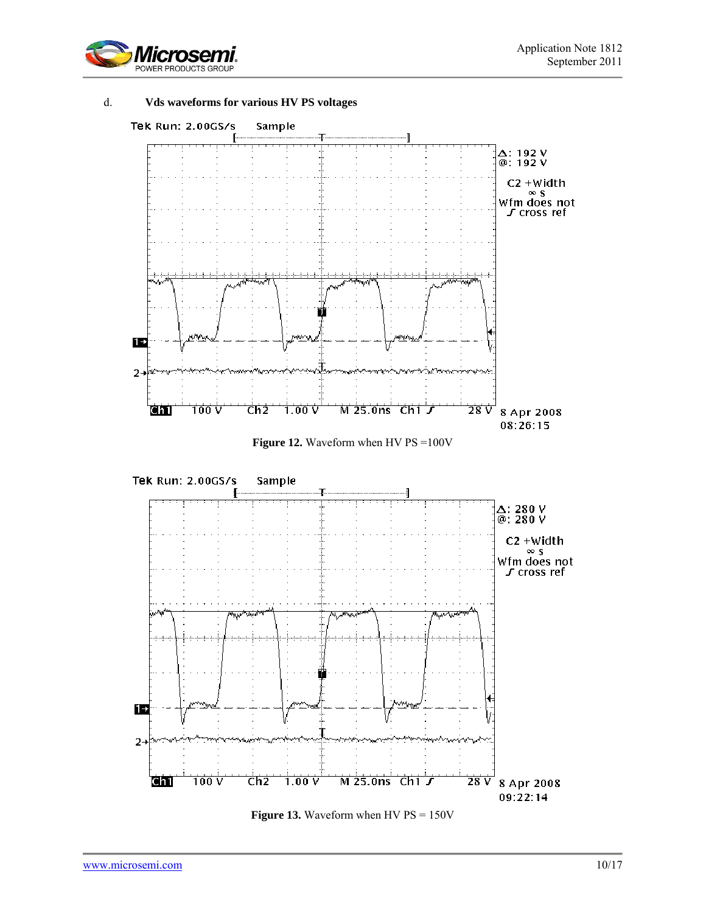d. **Vds waveforms for various HV PS voltages**

**Figure 12.** Waveform when HV PS =100V

**Figure 13.** Waveform when HV PS = 150V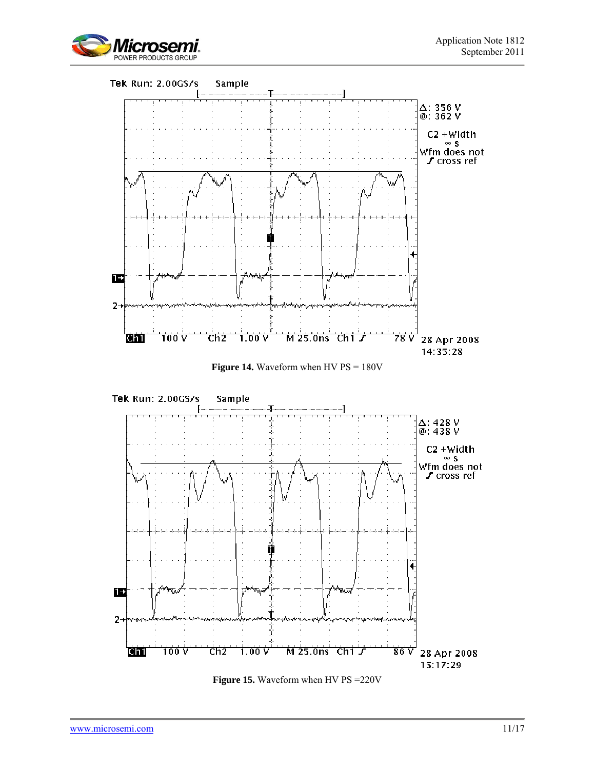Figure 14. Waveform when HV PS = 180V

Figure 15. Waveform when HV PS =220V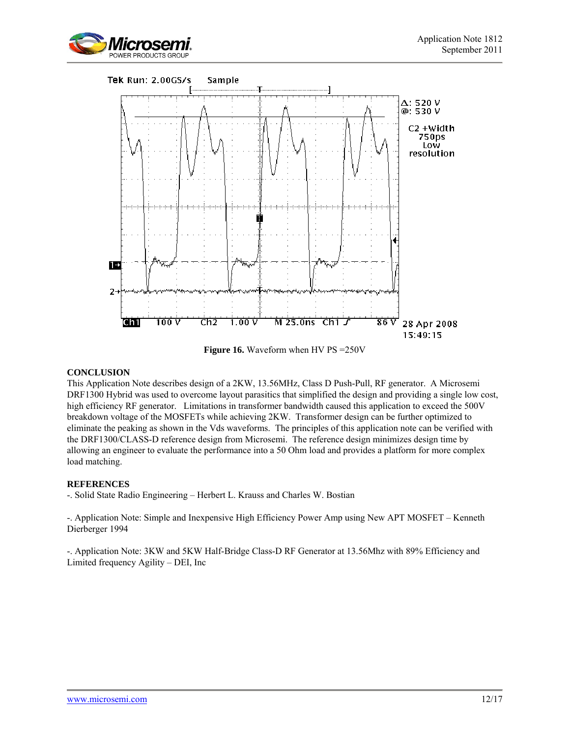Figure 16. Waveform when HV PS =250V

**CONCLUSION**

This Application Note describes design of a 2KW, 13.56MHz, Class D Push-Pull, RF generator. A Microsemi DRF1300 Hybrid was used to overcome layout parasitics that simplified the design and providing a single low cost, high efficiency RF generator. Limitations in transformer bandwidth caused this application to exceed the 500V breakdown voltage of the MOSFETs while achieving 2KW. Transformer design can be further optimized to eliminate the peaking as shown in the Vds waveforms. The principles of this application note can be verified with the DRF1300/CLASS-D reference design from Microsemi. The reference design minimizes design time by allowing an engineer to evaluate the performance into a 50 Ohm load and provides a platform for more complex load matching.

**REFERENCES**

-. Solid State Radio Engineering – Herbert L. Krauss and Charles W. Bostian

-. Application Note: Simple and Inexpensive High Efficiency Power Amp using New APT MOSFET – Kenneth Dierberger 1994

-. Application Note: 3KW and 5KW Half-Bridge Class-D RF Generator at 13.56Mhz with 89% Efficiency and Limited frequency Agility – DEI, Inc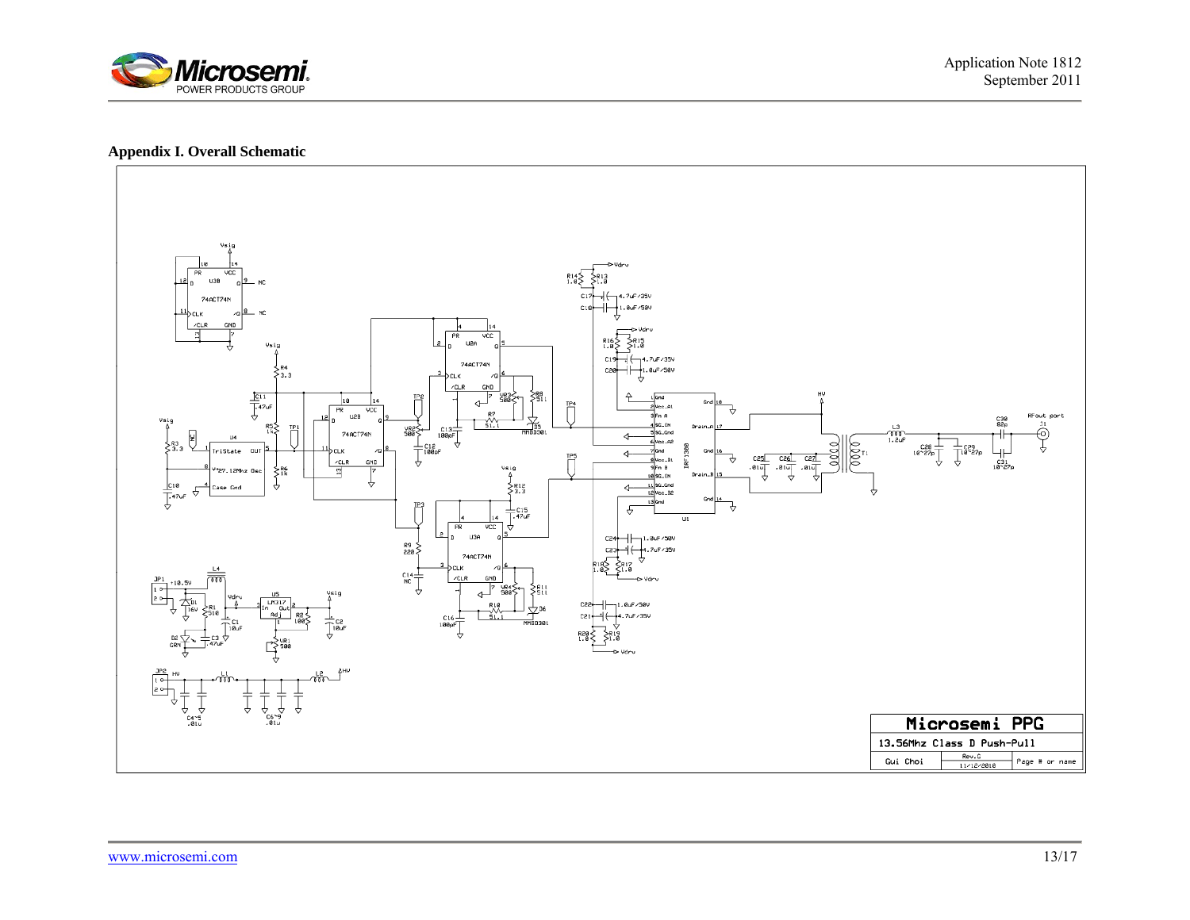## Appendix I. Overall Schematic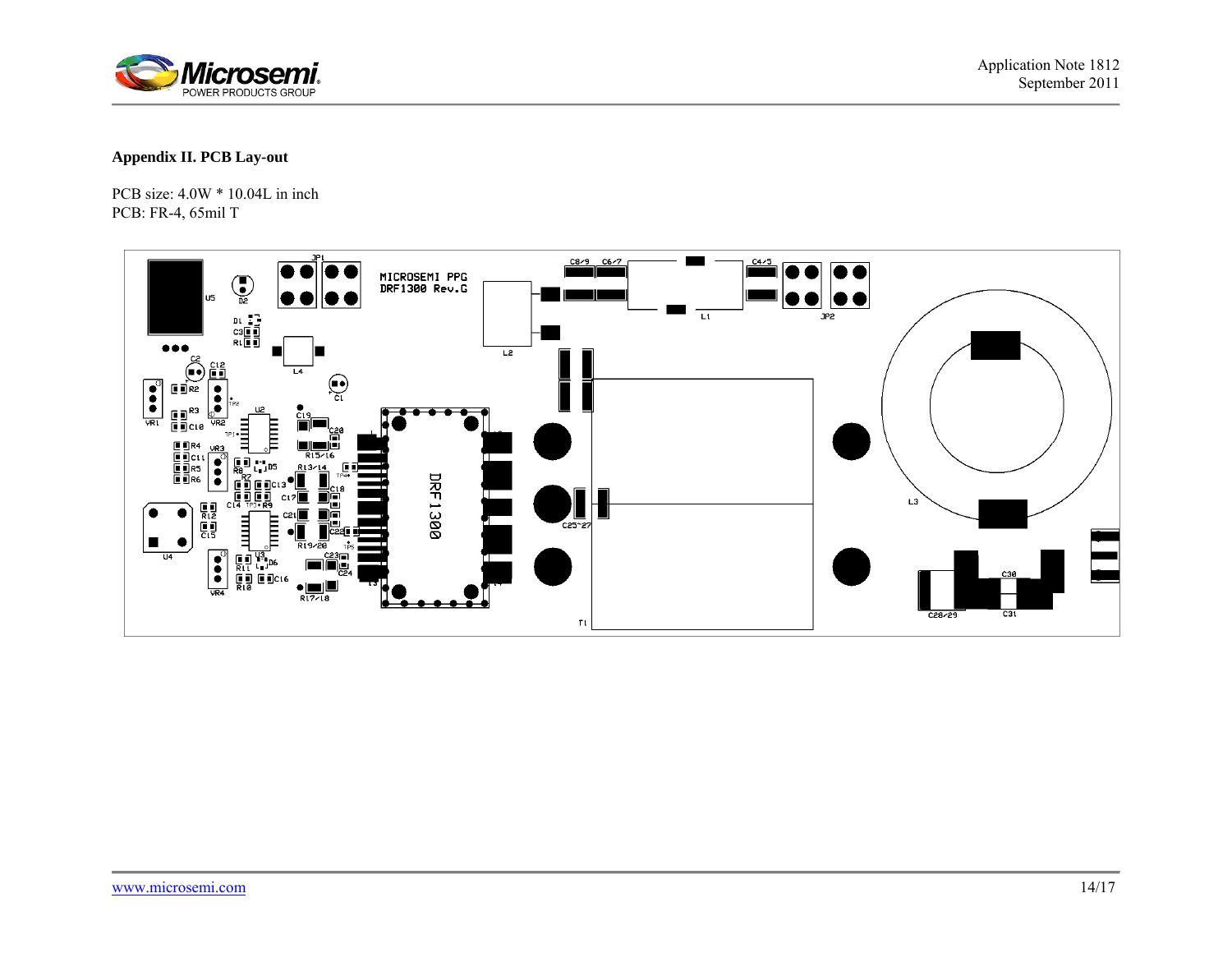**Appendix II. PCB Lay-out**

PCB size: 4.0W * 10.04L in inch
PCB: FR-4, 65mil T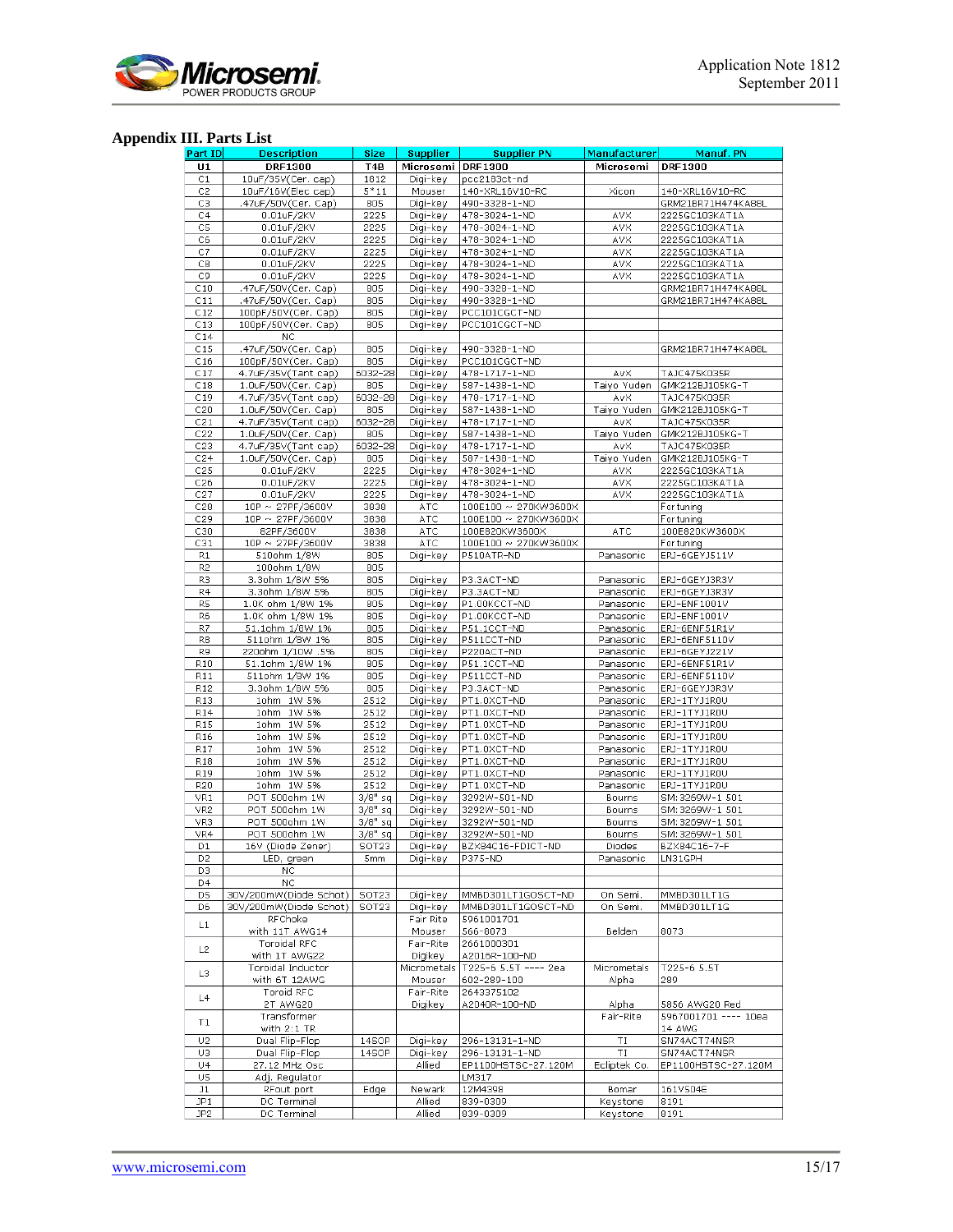## Appendix III. Parts List

| Part ID | Description | Size | Supplier | Supplier PN | Manufacturer | Manuf. PN |
|---|---|---|---|---|---|---|
| **U1** | **DRF1300** | **T4B** | **Microsemi** | **DRF1300** | **Microsemi** | **DRF1300** |
| C1 | 10uF/35V(Cer. cap) | 1812 | Digi-key | pcc2183ct-nd | | |
| C2 | 10uF/16V(Elec cap) | 5*11 | Mouser | 140-XRL16V10-RC | Xicon | 140-XRL16V10-RC |
| C3 | .47uF/50V(Cer. Cap) | 805 | Digi-key | 490-3328-1-ND | | GRM21BR71H474KA88L |
| C4 | 0.01uF/2KV | 2225 | Digi-key | 478-3024-1-ND | AVX | 2225GC103KAT1A |
| C5 | 0.01uF/2KV | 2225 | Digi-key | 478-3024-1-ND | AVX | 2225GC103KAT1A |
| C6 | 0.01uF/2KV | 2225 | Digi-key | 478-3024-1-ND | AVX | 2225GC103KAT1A |
| C7 | 0.01uF/2KV | 2225 | Digi-key | 478-3024-1-ND | AVX | 2225GC103KAT1A |
| C8 | 0.01uF/2KV | 2225 | Digi-key | 478-3024-1-ND | AVX | 2225GC103KAT1A |
| C9 | 0.01uF/2KV | 2225 | Digi-key | 478-3024-1-ND | AVX | 2225GC103KAT1A |
| C10 | .47uF/50V(Cer. Cap) | 805 | Digi-key | 490-3328-1-ND | | GRM21BR71H474KA88L |
| C11 | .47uF/50V(Cer. Cap) | 805 | Digi-key | 490-3328-1-ND | | GRM21BR71H474KA88L |
| C12 | 100pF/50V(Cer. Cap) | 805 | Digi-key | PCC101CGCT-ND | | |
| C13 | 100pF/50V(Cer. Cap) | 805 | Digi-key | PCC101CGCT-ND | | |
| C14 | NC | | | | | |
| C15 | .47uF/50V(Cer. Cap) | 805 | Digi-key | 490-3328-1-ND | | GRM21BR71H474KA88L |
| C16 | 100pF/50V(Cer. Cap) | 805 | Digi-key | PCC101CGCT-ND | | |
| C17 | 4.7uF/35V(Tant cap) | 6032-28 | Digi-key | 478-1717-1-ND | AVX | TAJC475K035R |
| C18 | 1.0uF/50V(Cer. Cap) | 805 | Digi-key | 587-1438-1-ND | Taiyo Yuden | GMK212BJ105KG-T |
| C19 | 4.7uF/35V(Tant cap) | 6032-28 | Digi-key | 478-1717-1-ND | AVX | TAJC475K035R |
| C20 | 1.0uF/50V(Cer. Cap) | 805 | Digi-key | 587-1438-1-ND | Taiyo Yuden | GMK212BJ105KG-T |
| C21 | 4.7uF/35V(Tant cap) | 6032-28 | Digi-key | 478-1717-1-ND | AVX | TAJC475K035R |
| C22 | 1.0uF/50V(Cer. Cap) | 805 | Digi-key | 587-1438-1-ND | Taiyo Yuden | GMK212BJ105KG-T |
| C23 | 4.7uF/35V(Tant cap) | 6032-28 | Digi-key | 478-1717-1-ND | AVX | TAJC475K035R |
| C24 | 1.0uF/50V(Cer. Cap) | 805 | Digi-key | 587-1438-1-ND | Taiyo Yuden | GMK212BJ105KG-T |
| C25 | 0.01uF/2KV | 2225 | Digi-key | 478-3024-1-ND | AVX | 2225GC103KAT1A |
| C26 | 0.01uF/2KV | 2225 | Digi-key | 478-3024-1-ND | AVX | 2225GC103KAT1A |
| C27 | 0.01uF/2KV | 2225 | Digi-key | 478-3024-1-ND | AVX | 2225GC103KAT1A |
| C28 | 10P ~ 27P/3600V | 3838 | ATC | 100E100 ~ 270KW3600X | | For tuning |
| C29 | 10P ~ 27P/3600V | 3838 | ATC | 100E100 ~ 270KW3600X | | For tuning |
| C30 | 82PF/3600V | 3838 | ATC | 100E820KW3600X | ATC | 100E820KW3600X |
| C31 | 10P ~ 27P/3600V | 3838 | ATC | 100E100 ~ 270KW3600X | | For tuning |
| R1 | 510ohm 1/8W | 805 | Digi-key | P510ATR-ND | Panasonic | ERJ-6GEYJ511V |
| R2 | 100ohm 1/8W | 805 | | | | |
| R3 | 3.3ohm 1/8W 5% | 805 | Digi-key | P3.3ACT-ND | Panasonic | ERJ-6GEYJ3R3V |
| R4 | 3.3ohm 1/8W 5% | 805 | Digi-key | P3.3ACT-ND | Panasonic | ERJ-6GEYJ3R3V |
| R5 | 1.0K ohm 1/8W 1% | 805 | Digi-key | P1.00KCCT-ND | Panasonic | ERJ-ENF1001V |
| R6 | 1.0K ohm 1/8W 1% | 805 | Digi-key | P1.00KCCT-ND | Panasonic | ERJ-ENF1001V |
| R7 | 51.1ohm 1/8W 1% | 805 | Digi-key | P51.1CCT-ND | Panasonic | ERJ-6ENF51R1V |
| R8 | 511ohm 1/8W 1% | 805 | Digi-key | P511CCT-ND | Panasonic | ERJ-6ENF5110V |
| R9 | 220ohm 1/10W .5% | 805 | Digi-key | P220ACT-ND | Panasonic | ERJ-6GEYJ221V |
| R10 | 51.1ohm 1/8W 1% | 805 | Digi-key | P51.1CCT-ND | Panasonic | ERJ-6ENF51R1V |
| R11 | 511ohm 1/8W 1% | 805 | Digi-key | P511CCT-ND | Panasonic | ERJ-6ENF5110V |
| R12 | 3.3ohm 1/8W 5% | 805 | Digi-key | P3.3ACT-ND | Panasonic | ERJ-6GEYJ3R3V |
| R13 | 1ohm 1W 5% | 2512 | Digi-key | PT1.0XCT-ND | Panasonic | ERJ-1TYJ1R0U |
| R14 | 1ohm 1W 5% | 2512 | Digi-key | PT1.0XCT-ND | Panasonic | ERJ-1TYJ1R0U |
| R15 | 1ohm 1W 5% | 2512 | Digi-key | PT1.0XCT-ND | Panasonic | ERJ-1TYJ1R0U |
| R16 | 1ohm 1W 5% | 2512 | Digi-key | PT1.0XCT-ND | Panasonic | ERJ-1TYJ1R0U |
| R17 | 1ohm 1W 5% | 2512 | Digi-key | PT1.0XCT-ND | Panasonic | ERJ-1TYJ1R0U |
| R18 | 1ohm 1W 5% | 2512 | Digi-key | PT1.0XCT-ND | Panasonic | ERJ-1TYJ1R0U |
| R19 | 1ohm 1W 5% | 2512 | Digi-key | PT1.0XCT-ND | Panasonic | ERJ-1TYJ1R0U |
| R20 | 1ohm 1W 5% | 2512 | Digi-key | PT1.0XCT-ND | Panasonic | ERJ-1TYJ1R0U |
| VR1 | POT 500ohm 1W | 3/8" sq | Digi-key | 3292W-501-ND | Bourns | SM:3269W-1 501 |
| VR2 | POT 500ohm 1W | 3/8" sq | Digi-key | 3292W-501-ND | Bourns | SM:3269W-1 501 |
| VR3 | POT 500ohm 1W | 3/8" sq | Digi-key | 3292W-501-ND | Bourns | SM:3269W-1 501 |
| VR4 | POT 500ohm 1W | 3/8" sq | Digi-key | 3292W-501-ND | Bourns | SM:3269W-1 501 |
| D1 | 16V (Diode Zener) | SOT23 | Digi-key | BZX84C16-FDICT-ND | Diodes | BZX84C16-7-F |
| D2 | LED, green | 5mm | Digi-key | P375-ND | Panasonic | LN31GPH |
| D3 | NC | | | | | |
| D4 | NC | | | | | |
| D5 | 30V/200mW(Diode Schot) | SOT23 | Digi-key | MMBD301LT1GOSCT-ND | On Semi. | MMBD301LT1G |
| D6 | 30V/200mW(Diode Schot) | SOT23 | Digi-key | MMBD301LT1GOSCT-ND | On Semi. | MMBD301LT1G |
| L1 | RFChoke with 11T AWG14 | | Fair Rite Mouser | 5961001701 566-8073 | Belden | 8073 |
| L2 | Toroidal RFC with 1T AWG22 | | Fair-Rite Digikey | 2661000301 A2016R-100-ND | | |
| L3 | Toroidal Inductor with 6T 12AWG | | Micrometals Mouser | T225-6 5.5T ---- 2ea 602-289-100 | Micrometals Alpha | T225-6 5.5T 289 |
| L4 | Toroid RFC 2T AWG20 | | Fair-Rite Digikey | 2643375102 A2040R-100-ND | Alpha | 5856 AWG20 Red |
| T1 | Transformer with 2:1 TR | | | | Fair-Rite | 5967001701 ---- 10ea 14 AWG |
| U2 | Dual Flip-Flop | 14SOP | Digi-key | 296-13131-1-ND | TI | SN74ACT74NSR |
| U3 | Dual Flip-Flop | 14SOP | Digi-key | 296-13131-1-ND | TI | SN74ACT74NSR |
| U4 | 27.12 MHz Osc | | Allied | EP1100HSTSC-27.120M | Ecliptek Co. | EP1100HSTSC-27.120M |
| U5 | Adj. Regulator | | | LM317 | | |
| J1 | RFout port | Edge | Newark | 12M4398 | Bomar | 161V504E |
| JP1 | DC Terminal | | Allied | 839-0309 | Keystone | 8191 |
| JP2 | DC Terminal | | Allied | 839-0309 | Keystone | 8191 |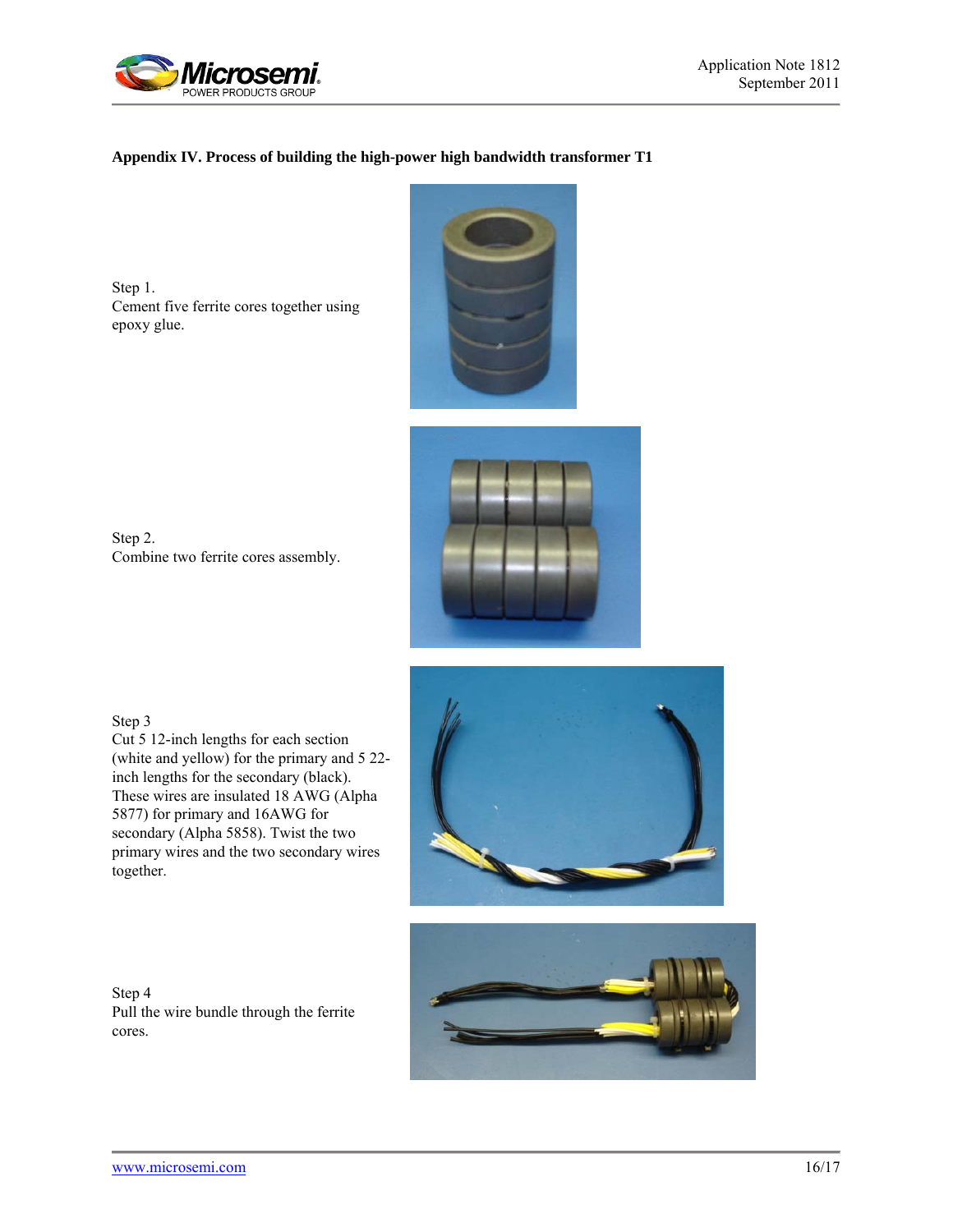**Appendix IV. Process of building the high-power high bandwidth transformer T1**

Step 1.
Cement five ferrite cores together using epoxy glue.

Step 2.
Combine two ferrite cores assembly.

Step 3
Cut 5 12-inch lengths for each section (white and yellow) for the primary and 5 22-inch lengths for the secondary (black). These wires are insulated 18 AWG (Alpha 5877) for primary and 16AWG for secondary (Alpha 5858). Twist the two primary wires and the two secondary wires together.

Step 4
Pull the wire bundle through the ferrite cores.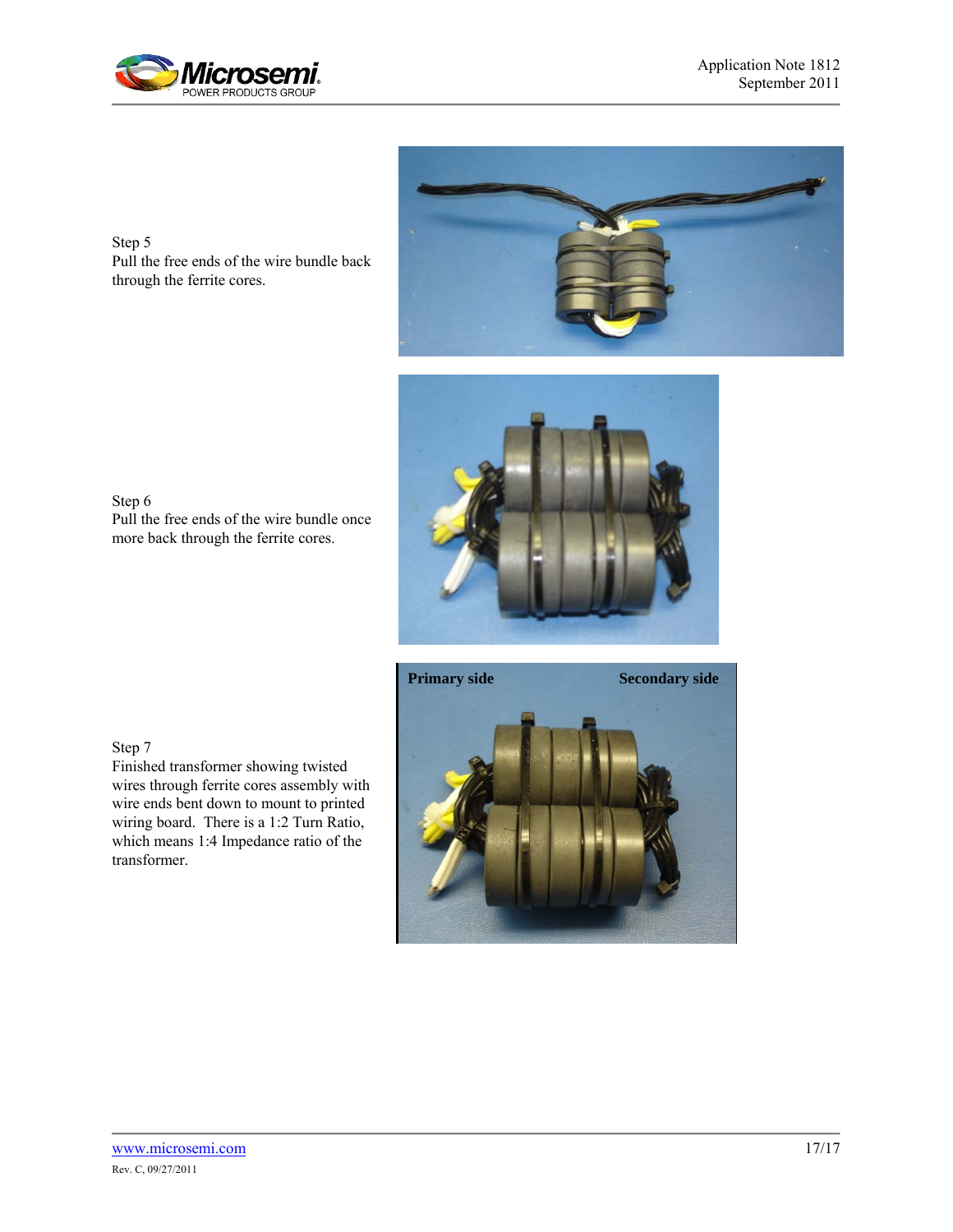Step 5
Pull the free ends of the wire bundle back through the ferrite cores.

Step 6
Pull the free ends of the wire bundle once more back through the ferrite cores.

Step 7
Finished transformer showing twisted wires through ferrite cores assembly with wire ends bent down to mount to printed wiring board. There is a 1:2 Turn Ratio, which means 1:4 Impedance ratio of the transformer.

**Primary side** **Secondary side**

www.microsemi.com

Rev. C, 09/27/2011